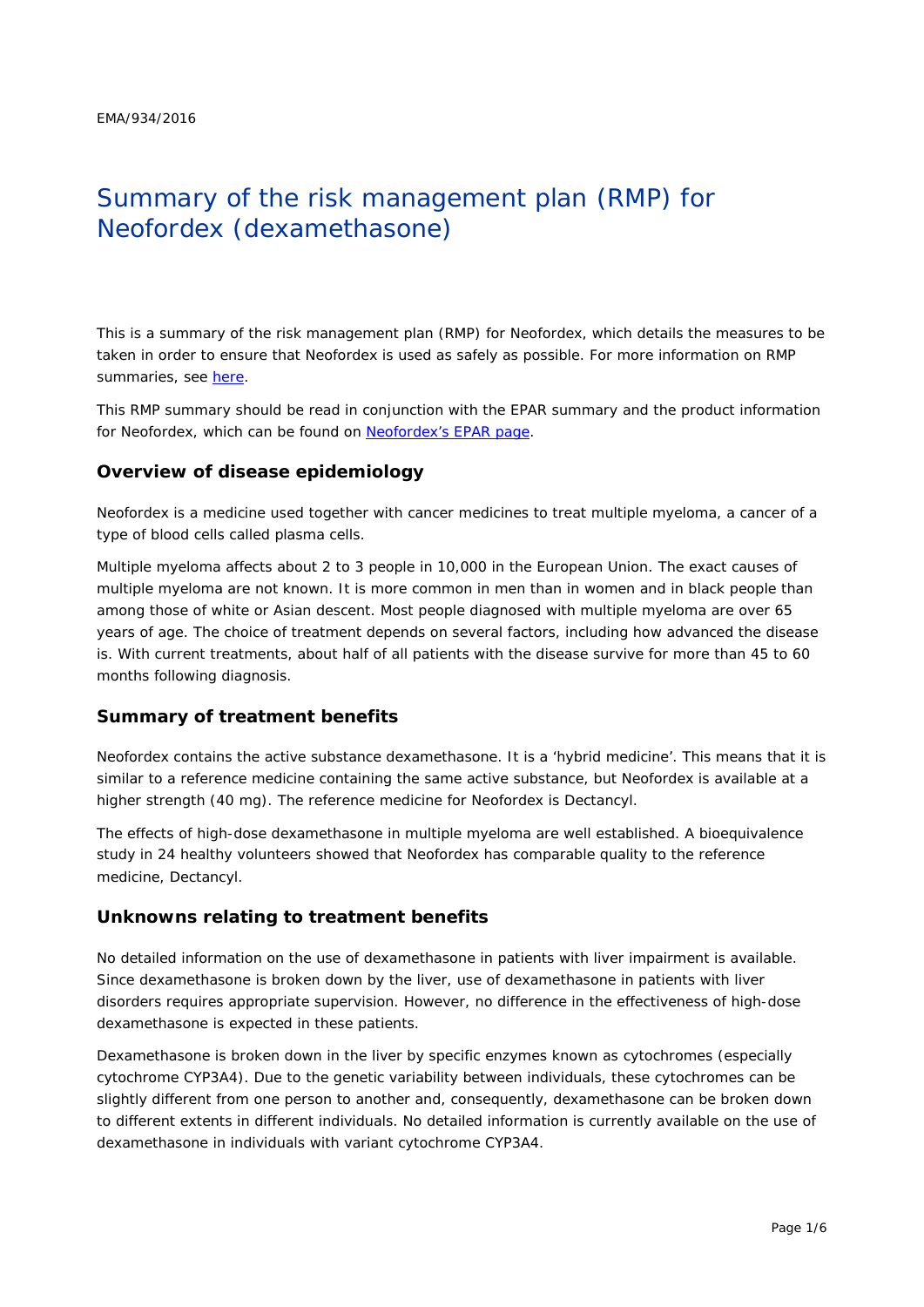EMA/934/2016

# Summary of the risk management plan (RMP) for Neofordex (dexamethasone)

This is a summary of the risk management plan (RMP) for Neofordex, which details the measures to be taken in order to ensure that Neofordex is used as safely as possible. For more information on RMP summaries, see here.

This RMP summary should be read in conjunction with the EPAR summary and the product information for Neofordex, which can be found on Neofordex's EPAR page.

## Overview of disease epidemiology

Neofordex is a medicine used together with cancer medicines to treat multiple myeloma, a cancer of a type of blood cells called plasma cells.

Multiple myeloma affects about 2 to 3 people in 10,000 in the European Union. The exact causes of multiple myeloma are not known. It is more common in men than in women and in black people than among those of white or Asian descent. Most people diagnosed with multiple myeloma are over 65 years of age. The choice of treatment depends on several factors, including how advanced the disease is. With current treatments, about half of all patients with the disease survive for more than 45 to 60 months following diagnosis.

## Summary of treatment benefits

Neofordex contains the active substance dexamethasone. It is a 'hybrid medicine'. This means that it is similar to a reference medicine containing the same active substance, but Neofordex is available at a higher strength (40 mg). The reference medicine for Neofordex is Dectancyl.

The effects of high-dose dexamethasone in multiple myeloma are well established. A bioequivalence study in 24 healthy volunteers showed that Neofordex has comparable quality to the reference medicine, Dectancyl.

## Unknowns relating to treatment benefits

No detailed information on the use of dexamethasone in patients with liver impairment is available. Since dexamethasone is broken down by the liver, use of dexamethasone in patients with liver disorders requires appropriate supervision. However, no difference in the effectiveness of high-dose dexamethasone is expected in these patients.

Dexamethasone is broken down in the liver by specific enzymes known as cytochromes (especially cytochrome CYP3A4). Due to the genetic variability between individuals, these cytochromes can be slightly different from one person to another and, consequently, dexamethasone can be broken down to different extents in different individuals. No detailed information is currently available on the use of dexamethasone in individuals with variant cytochrome CYP3A4.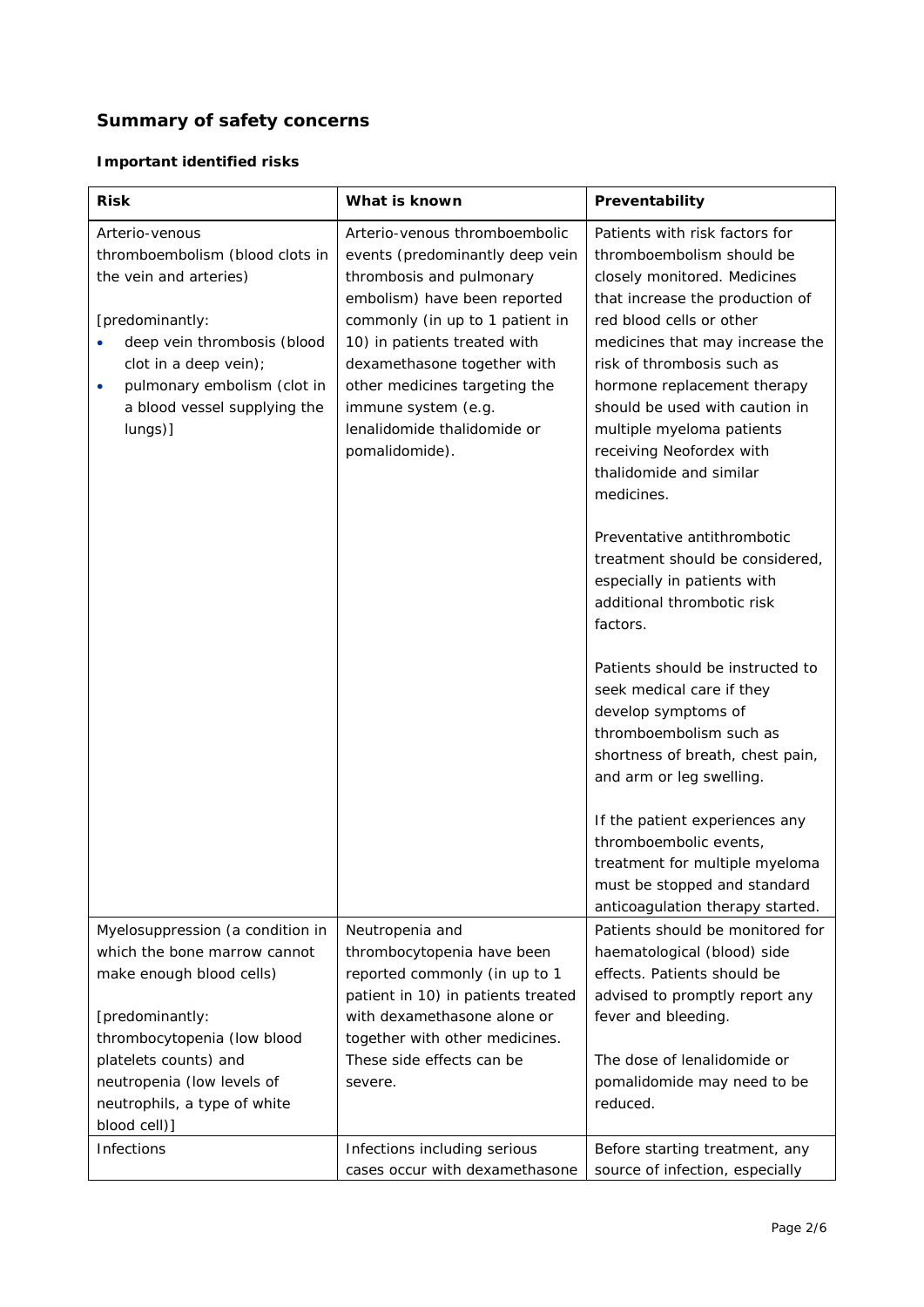## Summary of safety concerns

### Important identified risks

| Risk | What is known | Preventability |
|---|---|---|
| Arterio-venous thromboembolism (blood clots in the vein and arteries)<br><br>[predominantly:<br>• deep vein thrombosis (blood clot in a deep vein);<br>• pulmonary embolism (clot in a blood vessel supplying the lungs)] | Arterio-venous thromboembolic events (predominantly deep vein thrombosis and pulmonary embolism) have been reported commonly (in up to 1 patient in 10) in patients treated with dexamethasone together with other medicines targeting the immune system (e.g. lenalidomide thalidomide or pomalidomide). | Patients with risk factors for thromboembolism should be closely monitored. Medicines that increase the production of red blood cells or other medicines that may increase the risk of thrombosis such as hormone replacement therapy should be used with caution in multiple myeloma patients receiving Neofordex with thalidomide and similar medicines.<br><br>Preventative antithrombotic treatment should be considered, especially in patients with additional thrombotic risk factors.<br><br>Patients should be instructed to seek medical care if they develop symptoms of thromboembolism such as shortness of breath, chest pain, and arm or leg swelling.<br><br>If the patient experiences any thromboembolic events, treatment for multiple myeloma must be stopped and standard anticoagulation therapy started. |
| Myelosuppression (a condition in which the bone marrow cannot make enough blood cells)<br><br>[predominantly: thrombocytopenia (low blood platelets counts) and neutropenia (low levels of neutrophils, a type of white blood cell)] | Neutropenia and thrombocytopenia have been reported commonly (in up to 1 patient in 10) in patients treated with dexamethasone alone or together with other medicines. These side effects can be severe. | Patients should be monitored for haematological (blood) side effects. Patients should be advised to promptly report any fever and bleeding.<br><br>The dose of lenalidomide or pomalidomide may need to be reduced. |
| Infections | Infections including serious cases occur with dexamethasone | Before starting treatment, any source of infection, especially |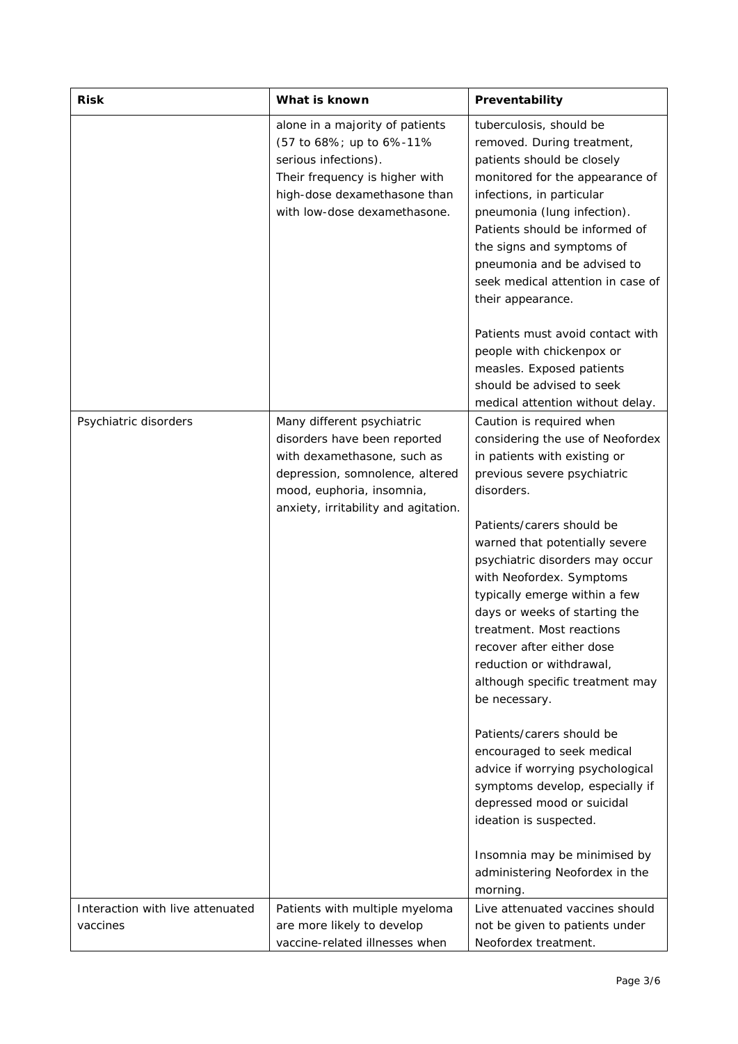| Risk | What is known | Preventability |
| --- | --- | --- |
| | alone in a majority of patients (57 to 68%; up to 6%-11% serious infections).<br>Their frequency is higher with high-dose dexamethasone than with low-dose dexamethasone. | tuberculosis, should be removed. During treatment, patients should be closely monitored for the appearance of infections, in particular pneumonia (lung infection). Patients should be informed of the signs and symptoms of pneumonia and be advised to seek medical attention in case of their appearance.<br><br>Patients must avoid contact with people with chickenpox or measles. Exposed patients should be advised to seek medical attention without delay. |
| Psychiatric disorders | Many different psychiatric disorders have been reported with dexamethasone, such as depression, somnolence, altered mood, euphoria, insomnia, anxiety, irritability and agitation. | Caution is required when considering the use of Neofordex in patients with existing or previous severe psychiatric disorders.<br><br>Patients/carers should be warned that potentially severe psychiatric disorders may occur with Neofordex. Symptoms typically emerge within a few days or weeks of starting the treatment. Most reactions recover after either dose reduction or withdrawal, although specific treatment may be necessary.<br><br>Patients/carers should be encouraged to seek medical advice if worrying psychological symptoms develop, especially if depressed mood or suicidal ideation is suspected.<br><br>Insomnia may be minimised by administering Neofordex in the morning. |
| Interaction with live attenuated vaccines | Patients with multiple myeloma are more likely to develop vaccine-related illnesses when | Live attenuated vaccines should not be given to patients under Neofordex treatment. |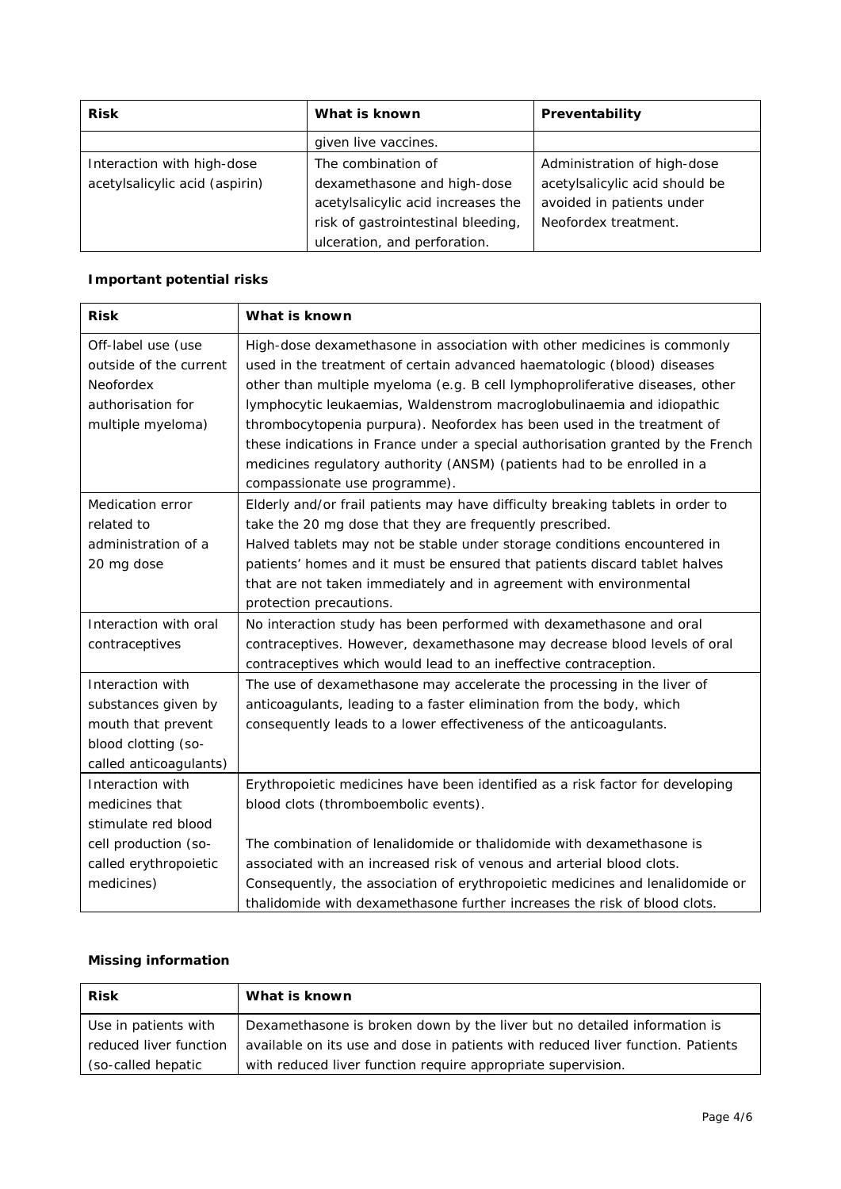| Risk | What is known | Preventability |
|---|---|---|
| | given live vaccines. | |
| Interaction with high-dose acetylsalicylic acid (aspirin) | The combination of dexamethasone and high-dose acetylsalicylic acid increases the risk of gastrointestinal bleeding, ulceration, and perforation. | Administration of high-dose acetylsalicylic acid should be avoided in patients under Neofordex treatment. |

**Important potential risks**

| Risk | What is known |
|---|---|
| Off-label use (use outside of the current Neofordex authorisation for multiple myeloma) | High-dose dexamethasone in association with other medicines is commonly used in the treatment of certain advanced haematologic (blood) diseases other than multiple myeloma (e.g. B cell lymphoproliferative diseases, other lymphocytic leukaemias, Waldenstrom macroglobulinaemia and idiopathic thrombocytopenia purpura). Neofordex has been used in the treatment of these indications in France under a special authorisation granted by the French medicines regulatory authority (ANSM) (patients had to be enrolled in a compassionate use programme). |
| Medication error related to administration of a 20 mg dose | Elderly and/or frail patients may have difficulty breaking tablets in order to take the 20 mg dose that they are frequently prescribed. Halved tablets may not be stable under storage conditions encountered in patients' homes and it must be ensured that patients discard tablet halves that are not taken immediately and in agreement with environmental protection precautions. |
| Interaction with oral contraceptives | No interaction study has been performed with dexamethasone and oral contraceptives. However, dexamethasone may decrease blood levels of oral contraceptives which would lead to an ineffective contraception. |
| Interaction with substances given by mouth that prevent blood clotting (so-called anticoagulants) | The use of dexamethasone may accelerate the processing in the liver of anticoagulants, leading to a faster elimination from the body, which consequently leads to a lower effectiveness of the anticoagulants. |
| Interaction with medicines that stimulate red blood cell production (so-called erythropoietic medicines) | Erythropoietic medicines have been identified as a risk factor for developing blood clots (thromboembolic events). The combination of lenalidomide or thalidomide with dexamethasone is associated with an increased risk of venous and arterial blood clots. Consequently, the association of erythropoietic medicines and lenalidomide or thalidomide with dexamethasone further increases the risk of blood clots. |

**Missing information**

| Risk | What is known |
|---|---|
| Use in patients with reduced liver function (so-called hepatic | Dexamethasone is broken down by the liver but no detailed information is available on its use and dose in patients with reduced liver function. Patients with reduced liver function require appropriate supervision. |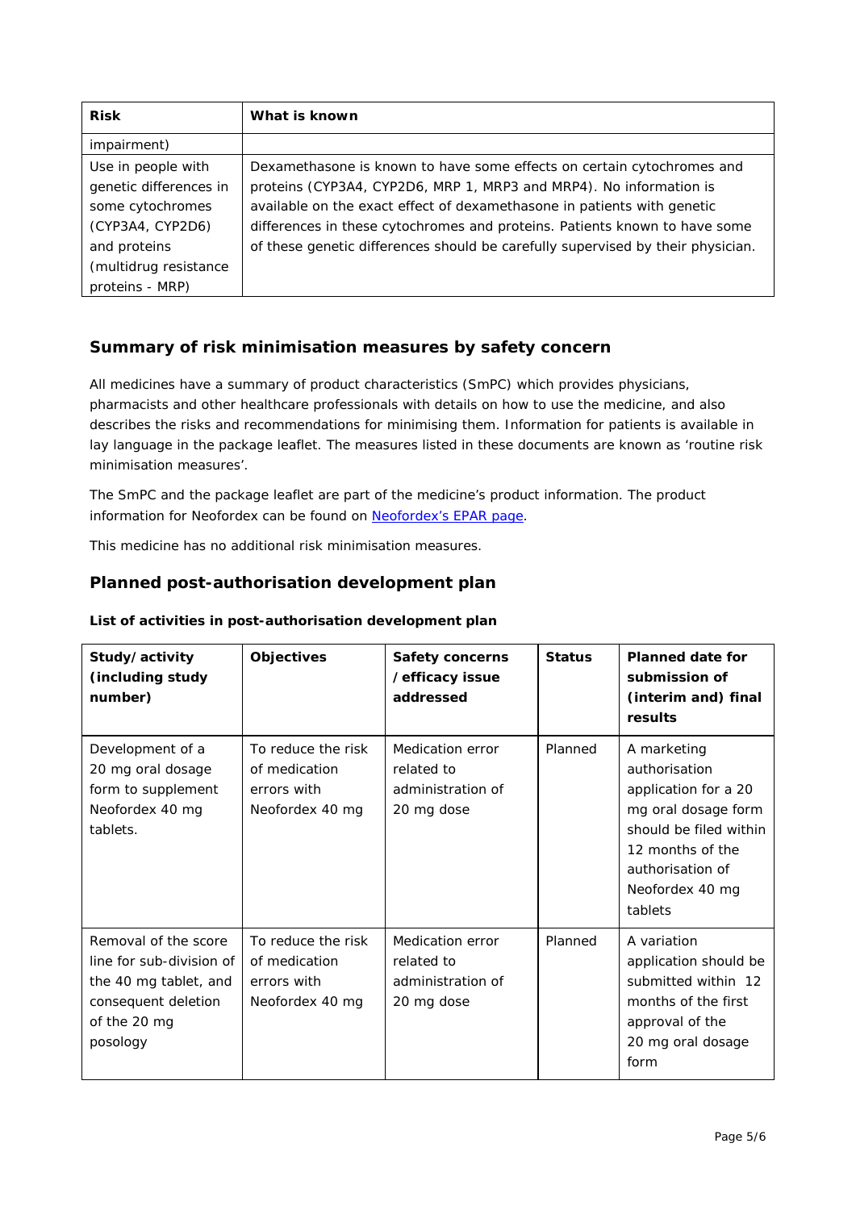| Risk | What is known |
|---|---|
| impairment) | |
| Use in people with genetic differences in some cytochromes (CYP3A4, CYP2D6) and proteins (multidrug resistance proteins - MRP) | Dexamethasone is known to have some effects on certain cytochromes and proteins (CYP3A4, CYP2D6, MRP 1, MRP3 and MRP4). No information is available on the exact effect of dexamethasone in patients with genetic differences in these cytochromes and proteins. Patients known to have some of these genetic differences should be carefully supervised by their physician. |

## Summary of risk minimisation measures by safety concern

All medicines have a summary of product characteristics (SmPC) which provides physicians, pharmacists and other healthcare professionals with details on how to use the medicine, and also describes the risks and recommendations for minimising them. Information for patients is available in lay language in the package leaflet. The measures listed in these documents are known as 'routine risk minimisation measures'.

The SmPC and the package leaflet are part of the medicine's product information. The product information for Neofordex can be found on Neofordex's EPAR page.

This medicine has no additional risk minimisation measures.

## Planned post-authorisation development plan

**List of activities in post-authorisation development plan**

| Study/activity (including study number) | Objectives | Safety concerns /efficacy issue addressed | Status | Planned date for submission of (interim and) final results |
|---|---|---|---|---|
| Development of a 20 mg oral dosage form to supplement Neofordex 40 mg tablets. | To reduce the risk of medication errors with Neofordex 40 mg | Medication error related to administration of 20 mg dose | Planned | A marketing authorisation application for a 20 mg oral dosage form should be filed within 12 months of the authorisation of Neofordex 40 mg tablets |
| Removal of the score line for sub-division of the 40 mg tablet, and consequent deletion of the 20 mg posology | To reduce the risk of medication errors with Neofordex 40 mg | Medication error related to administration of 20 mg dose | Planned | A variation application should be submitted within 12 months of the first approval of the 20 mg oral dosage form |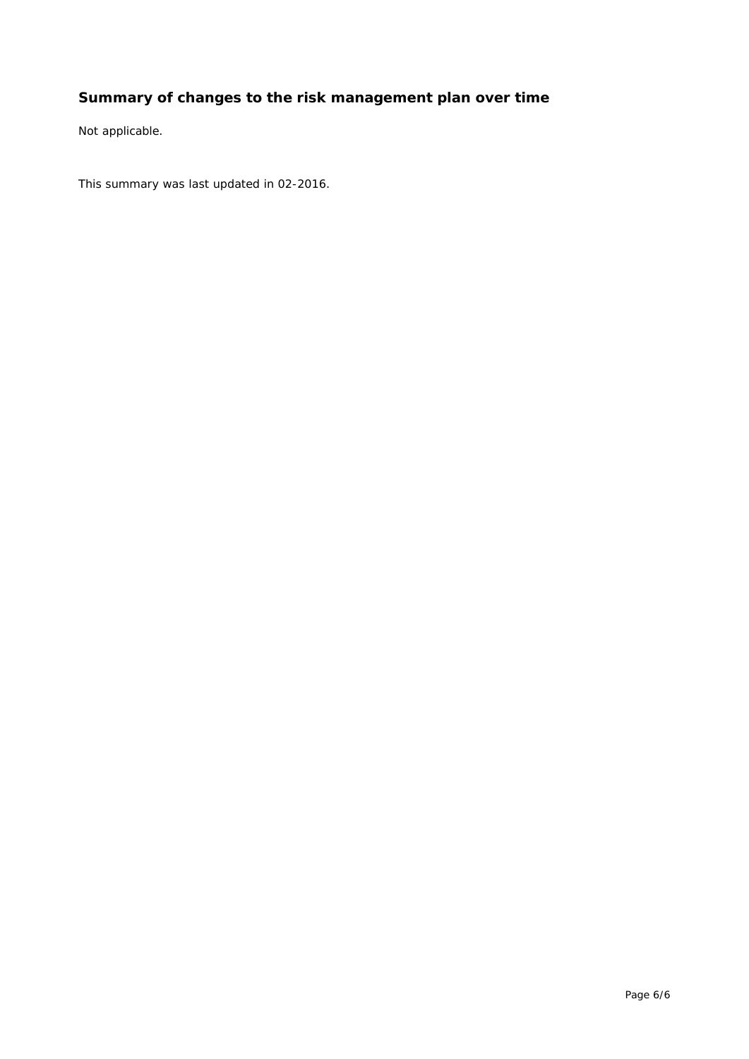## Summary of changes to the risk management plan over time

Not applicable.

This summary was last updated in 02-2016.